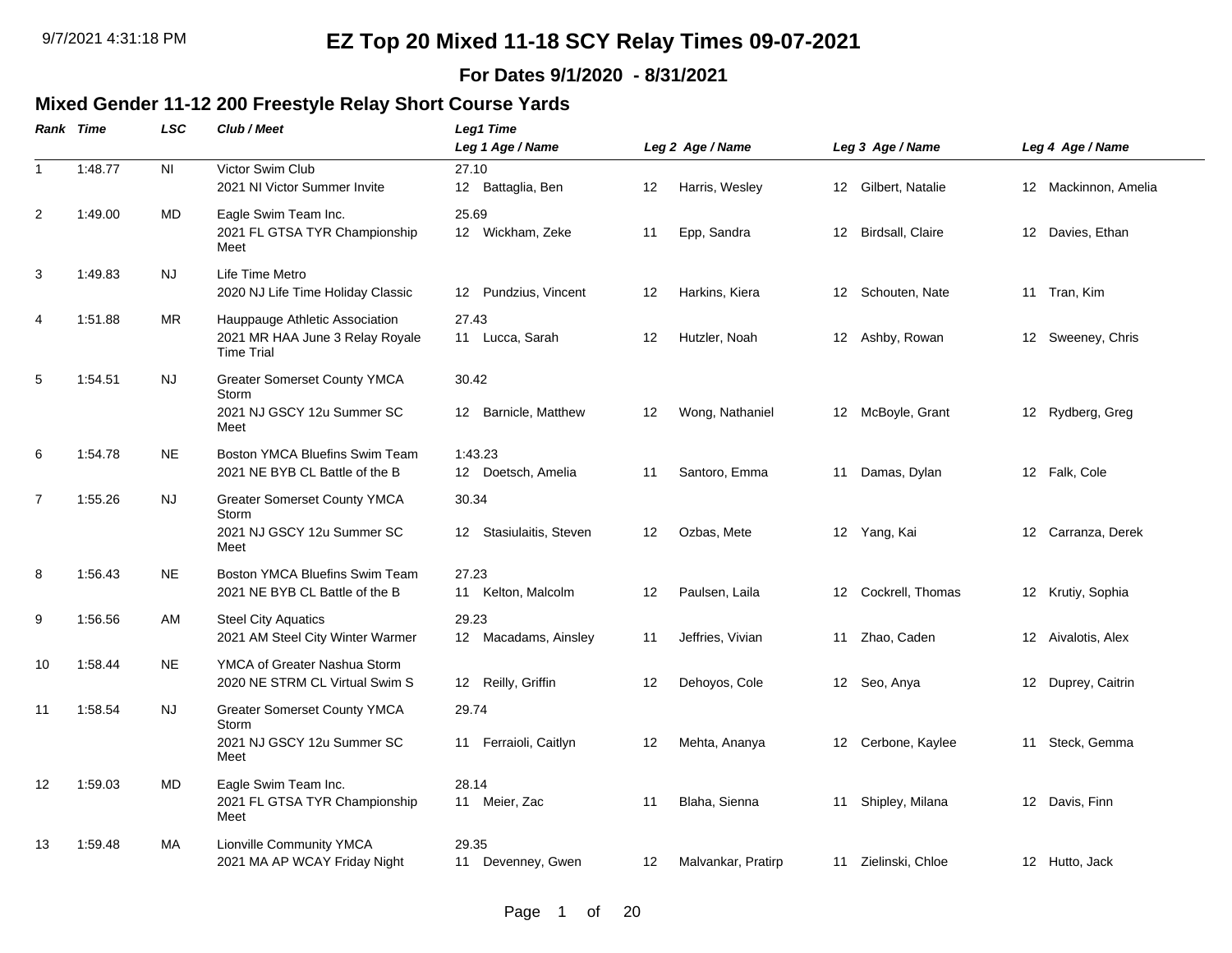# EZ Top 20 Mixed 11-18 SCY Relay Times 09-07-2021

**For Dates 9/1/2020 - 8/31/2021**

## Mixed Gender 11-12 200 Freestyle Relay Short Course Yards

| Rank | Time | LSC | Club / Meet | Leg1 Time / Leg 1 Age / Name | Leg 2 Age / Name | Leg 3 Age / Name | Leg 4 Age / Name |
|---|---|---|---|---|---|---|---|
| 1 | 1:48.77 | NI | Victor Swim Club<br>2021 NI Victor Summer Invite | 27.10<br>12 Battaglia, Ben | 12 Harris, Wesley | 12 Gilbert, Natalie | 12 Mackinnon, Amelia |
| 2 | 1:49.00 | MD | Eagle Swim Team Inc.<br>2021 FL GTSA TYR Championship Meet | 25.69<br>12 Wickham, Zeke | 11 Epp, Sandra | 12 Birdsall, Claire | 12 Davies, Ethan |
| 3 | 1:49.83 | NJ | Life Time Metro<br>2020 NJ Life Time Holiday Classic | 12 Pundzius, Vincent | 12 Harkins, Kiera | 12 Schouten, Nate | 11 Tran, Kim |
| 4 | 1:51.88 | MR | Hauppauge Athletic Association<br>2021 MR HAA June 3 Relay Royale Time Trial | 27.43<br>11 Lucca, Sarah | 12 Hutzler, Noah | 12 Ashby, Rowan | 12 Sweeney, Chris |
| 5 | 1:54.51 | NJ | Greater Somerset County YMCA Storm<br>2021 NJ GSCY 12u Summer SC Meet | 30.42<br>12 Barnicle, Matthew | 12 Wong, Nathaniel | 12 McBoyle, Grant | 12 Rydberg, Greg |
| 6 | 1:54.78 | NE | Boston YMCA Bluefins Swim Team<br>2021 NE BYB CL Battle of the B | 1:43.23<br>12 Doetsch, Amelia | 11 Santoro, Emma | 11 Damas, Dylan | 12 Falk, Cole |
| 7 | 1:55.26 | NJ | Greater Somerset County YMCA Storm<br>2021 NJ GSCY 12u Summer SC Meet | 30.34<br>12 Stasiulaitis, Steven | 12 Ozbas, Mete | 12 Yang, Kai | 12 Carranza, Derek |
| 8 | 1:56.43 | NE | Boston YMCA Bluefins Swim Team<br>2021 NE BYB CL Battle of the B | 27.23<br>11 Kelton, Malcolm | 12 Paulsen, Laila | 12 Cockrell, Thomas | 12 Krutiy, Sophia |
| 9 | 1:56.56 | AM | Steel City Aquatics<br>2021 AM Steel City Winter Warmer | 29.23<br>12 Macadams, Ainsley | 11 Jeffries, Vivian | 11 Zhao, Caden | 12 Aivalotis, Alex |
| 10 | 1:58.44 | NE | YMCA of Greater Nashua Storm<br>2020 NE STRM CL Virtual Swim S | 12 Reilly, Griffin | 12 Dehoyos, Cole | 12 Seo, Anya | 12 Duprey, Caitrin |
| 11 | 1:58.54 | NJ | Greater Somerset County YMCA Storm<br>2021 NJ GSCY 12u Summer SC Meet | 29.74<br>11 Ferraioli, Caitlyn | 12 Mehta, Ananya | 12 Cerbone, Kaylee | 11 Steck, Gemma |
| 12 | 1:59.03 | MD | Eagle Swim Team Inc.<br>2021 FL GTSA TYR Championship Meet | 28.14<br>11 Meier, Zac | 11 Blaha, Sienna | 11 Shipley, Milana | 12 Davis, Finn |
| 13 | 1:59.48 | MA | Lionville Community YMCA<br>2021 MA AP WCAY Friday Night | 29.35<br>11 Devenney, Gwen | 12 Malvankar, Pratirp | 11 Zielinski, Chloe | 12 Hutto, Jack |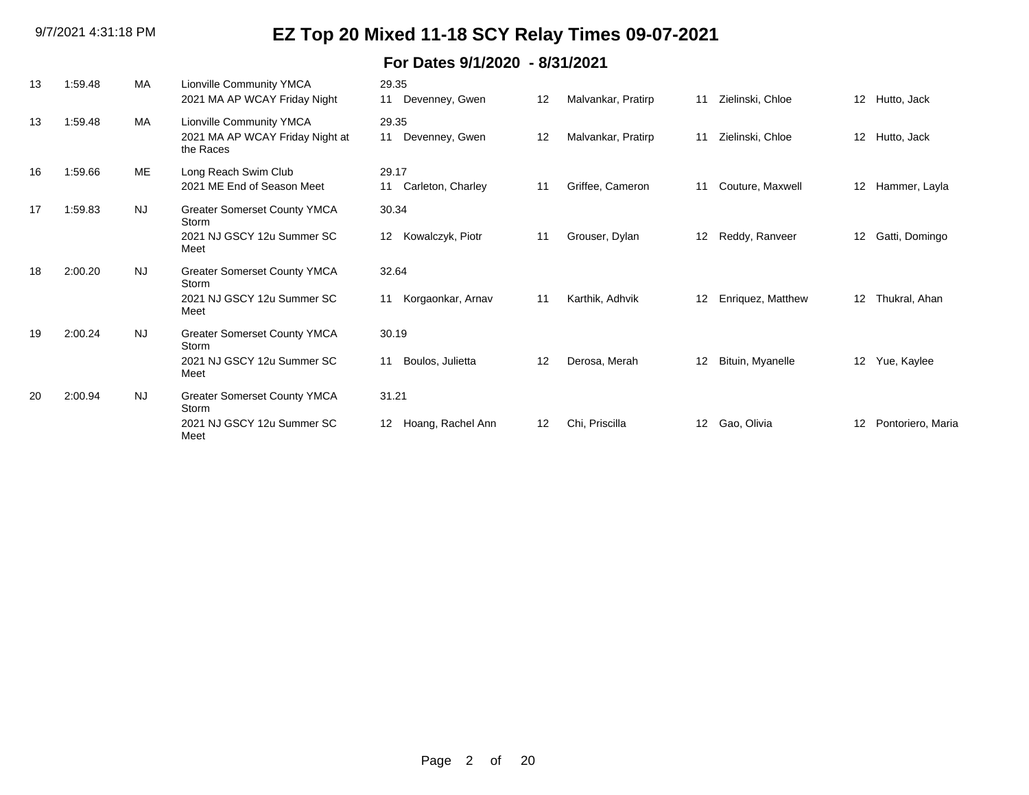# EZ Top 20 Mixed 11-18 SCY Relay Times 09-07-2021

## For Dates 9/1/2020 - 8/31/2021

| Rank | Time | LSC | Club / Meet | Split | Age | Swimmer 1 | Age | Swimmer 2 | Age | Swimmer 3 | Age | Swimmer 4 |
|---|---|---|---|---|---|---|---|---|---|---|---|---|
| 13 | 1:59.48 | MA | Lionville Community YMCA<br>2021 MA AP WCAY Friday Night | 29.35 | 11 | Devenney, Gwen | 12 | Malvankar, Pratirp | 11 | Zielinski, Chloe | 12 | Hutto, Jack |
| 13 | 1:59.48 | MA | Lionville Community YMCA<br>2021 MA AP WCAY Friday Night at the Races | 29.35 | 11 | Devenney, Gwen | 12 | Malvankar, Pratirp | 11 | Zielinski, Chloe | 12 | Hutto, Jack |
| 16 | 1:59.66 | ME | Long Reach Swim Club<br>2021 ME End of Season Meet | 29.17 | 11 | Carleton, Charley | 11 | Griffee, Cameron | 11 | Couture, Maxwell | 12 | Hammer, Layla |
| 17 | 1:59.83 | NJ | Greater Somerset County YMCA Storm<br>2021 NJ GSCY 12u Summer SC Meet | 30.34 | 12 | Kowalczyk, Piotr | 11 | Grouser, Dylan | 12 | Reddy, Ranveer | 12 | Gatti, Domingo |
| 18 | 2:00.20 | NJ | Greater Somerset County YMCA Storm<br>2021 NJ GSCY 12u Summer SC Meet | 32.64 | 11 | Korgaonkar, Arnav | 11 | Karthik, Adhvik | 12 | Enriquez, Matthew | 12 | Thukral, Ahan |
| 19 | 2:00.24 | NJ | Greater Somerset County YMCA Storm<br>2021 NJ GSCY 12u Summer SC Meet | 30.19 | 11 | Boulos, Julietta | 12 | Derosa, Merah | 12 | Bituin, Myanelle | 12 | Yue, Kaylee |
| 20 | 2:00.94 | NJ | Greater Somerset County YMCA Storm<br>2021 NJ GSCY 12u Summer SC Meet | 31.21 | 12 | Hoang, Rachel Ann | 12 | Chi, Priscilla | 12 | Gao, Olivia | 12 | Pontoriero, Maria |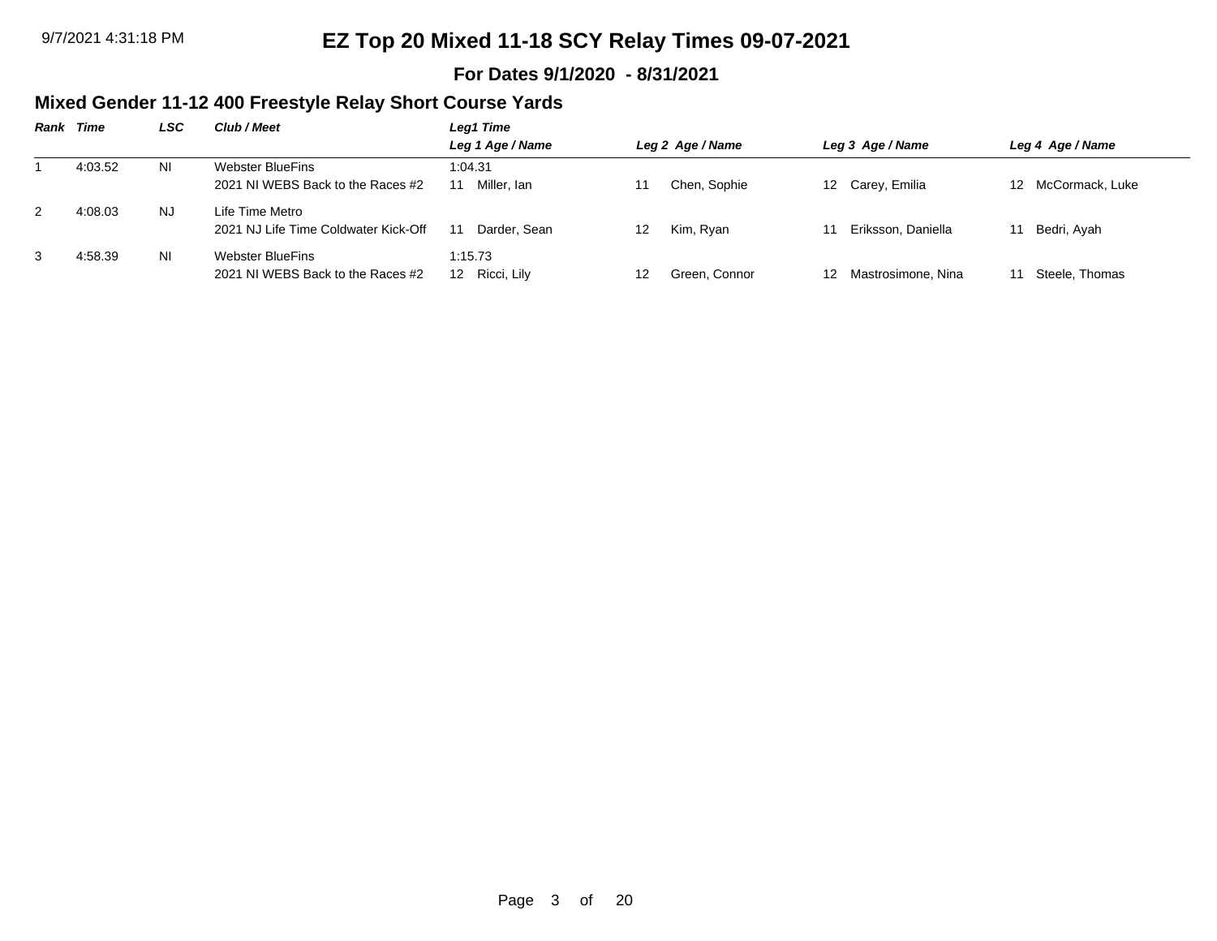# EZ Top 20 Mixed 11-18 SCY Relay Times 09-07-2021

**For Dates 9/1/2020 - 8/31/2021**

## Mixed Gender 11-12 400 Freestyle Relay Short Course Yards

| Rank | Time | LSC | Club / Meet | Leg1 Time / Leg 1 Age / Name | Leg 2 Age / Name | Leg 3 Age / Name | Leg 4 Age / Name |
|---|---|---|---|---|---|---|---|
| 1 | 4:03.52 | NI | Webster BlueFins<br>2021 NI WEBS Back to the Races #2 | 1:04.31<br>11 Miller, Ian | 11 Chen, Sophie | 12 Carey, Emilia | 12 McCormack, Luke |
| 2 | 4:08.03 | NJ | Life Time Metro<br>2021 NJ Life Time Coldwater Kick-Off | 11 Darder, Sean | 12 Kim, Ryan | 11 Eriksson, Daniella | 11 Bedri, Ayah |
| 3 | 4:58.39 | NI | Webster BlueFins<br>2021 NI WEBS Back to the Races #2 | 1:15.73<br>12 Ricci, Lily | 12 Green, Connor | 12 Mastrosimone, Nina | 11 Steele, Thomas |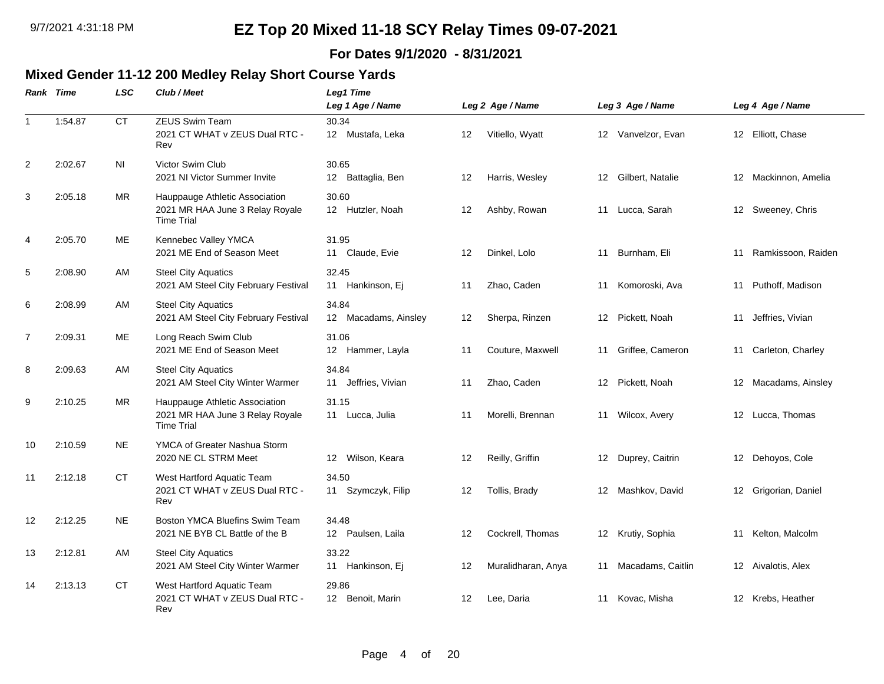# EZ Top 20 Mixed 11-18 SCY Relay Times 09-07-2021

**For Dates 9/1/2020 - 8/31/2021**

## Mixed Gender 11-12 200 Medley Relay Short Course Yards

| Rank | Time | LSC | Club / Meet | Leg1 Time<br>Leg 1 Age / Name | Leg 2 Age / Name | Leg 3 Age / Name | Leg 4 Age / Name |
|---|---|---|---|---|---|---|---|
| 1 | 1:54.87 | CT | ZEUS Swim Team<br>2021 CT WHAT v ZEUS Dual RTC - Rev | 30.34<br>12 Mustafa, Leka | 12 Vitiello, Wyatt | 12 Vanvelzor, Evan | 12 Elliott, Chase |
| 2 | 2:02.67 | NI | Victor Swim Club<br>2021 NI Victor Summer Invite | 30.65<br>12 Battaglia, Ben | 12 Harris, Wesley | 12 Gilbert, Natalie | 12 Mackinnon, Amelia |
| 3 | 2:05.18 | MR | Hauppauge Athletic Association<br>2021 MR HAA June 3 Relay Royale Time Trial | 30.60<br>12 Hutzler, Noah | 12 Ashby, Rowan | 11 Lucca, Sarah | 12 Sweeney, Chris |
| 4 | 2:05.70 | ME | Kennebec Valley YMCA<br>2021 ME End of Season Meet | 31.95<br>11 Claude, Evie | 12 Dinkel, Lolo | 11 Burnham, Eli | 11 Ramkissoon, Raiden |
| 5 | 2:08.90 | AM | Steel City Aquatics<br>2021 AM Steel City February Festival | 32.45<br>11 Hankinson, Ej | 11 Zhao, Caden | 11 Komoroski, Ava | 11 Puthoff, Madison |
| 6 | 2:08.99 | AM | Steel City Aquatics<br>2021 AM Steel City February Festival | 34.84<br>12 Macadams, Ainsley | 12 Sherpa, Rinzen | 12 Pickett, Noah | 11 Jeffries, Vivian |
| 7 | 2:09.31 | ME | Long Reach Swim Club<br>2021 ME End of Season Meet | 31.06<br>12 Hammer, Layla | 11 Couture, Maxwell | 11 Griffee, Cameron | 11 Carleton, Charley |
| 8 | 2:09.63 | AM | Steel City Aquatics<br>2021 AM Steel City Winter Warmer | 34.84<br>11 Jeffries, Vivian | 11 Zhao, Caden | 12 Pickett, Noah | 12 Macadams, Ainsley |
| 9 | 2:10.25 | MR | Hauppauge Athletic Association<br>2021 MR HAA June 3 Relay Royale Time Trial | 31.15<br>11 Lucca, Julia | 11 Morelli, Brennan | 11 Wilcox, Avery | 12 Lucca, Thomas |
| 10 | 2:10.59 | NE | YMCA of Greater Nashua Storm<br>2020 NE CL STRM Meet | 12 Wilson, Keara | 12 Reilly, Griffin | 12 Duprey, Caitrin | 12 Dehoyos, Cole |
| 11 | 2:12.18 | CT | West Hartford Aquatic Team<br>2021 CT WHAT v ZEUS Dual RTC - Rev | 34.50<br>11 Szymczyk, Filip | 12 Tollis, Brady | 12 Mashkov, David | 12 Grigorian, Daniel |
| 12 | 2:12.25 | NE | Boston YMCA Bluefins Swim Team<br>2021 NE BYB CL Battle of the B | 34.48<br>12 Paulsen, Laila | 12 Cockrell, Thomas | 12 Krutiy, Sophia | 11 Kelton, Malcolm |
| 13 | 2:12.81 | AM | Steel City Aquatics<br>2021 AM Steel City Winter Warmer | 33.22<br>11 Hankinson, Ej | 12 Muralidharan, Anya | 11 Macadams, Caitlin | 12 Aivalotis, Alex |
| 14 | 2:13.13 | CT | West Hartford Aquatic Team<br>2021 CT WHAT v ZEUS Dual RTC - Rev | 29.86<br>12 Benoit, Marin | 12 Lee, Daria | 11 Kovac, Misha | 12 Krebs, Heather |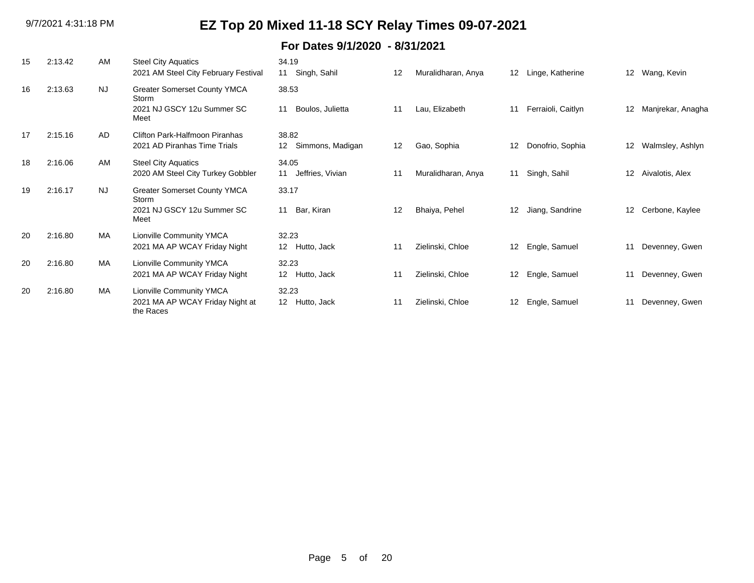# EZ Top 20 Mixed 11-18 SCY Relay Times 09-07-2021

## For Dates 9/1/2020 - 8/31/2021

| Rank | Time | LSC | Team / Meet | Swimmer 1 | Swimmer 2 | Swimmer 3 | Swimmer 4 |
|---|---|---|---|---|---|---|---|
| 15 | 2:13.42 | AM | Steel City Aquatics<br>2021 AM Steel City February Festival | 34.19<br>11 Singh, Sahil | 12 Muralidharan, Anya | 12 Linge, Katherine | 12 Wang, Kevin |
| 16 | 2:13.63 | NJ | Greater Somerset County YMCA Storm<br>2021 NJ GSCY 12u Summer SC Meet | 38.53<br>11 Boulos, Julietta | 11 Lau, Elizabeth | 11 Ferraioli, Caitlyn | 12 Manjrekar, Anagha |
| 17 | 2:15.16 | AD | Clifton Park-Halfmoon Piranhas<br>2021 AD Piranhas Time Trials | 38.82<br>12 Simmons, Madigan | 12 Gao, Sophia | 12 Donofrio, Sophia | 12 Walmsley, Ashlyn |
| 18 | 2:16.06 | AM | Steel City Aquatics<br>2020 AM Steel City Turkey Gobbler | 34.05<br>11 Jeffries, Vivian | 11 Muralidharan, Anya | 11 Singh, Sahil | 12 Aivalotis, Alex |
| 19 | 2:16.17 | NJ | Greater Somerset County YMCA Storm<br>2021 NJ GSCY 12u Summer SC Meet | 33.17<br>11 Bar, Kiran | 12 Bhaiya, Pehel | 12 Jiang, Sandrine | 12 Cerbone, Kaylee |
| 20 | 2:16.80 | MA | Lionville Community YMCA<br>2021 MA AP WCAY Friday Night | 32.23<br>12 Hutto, Jack | 11 Zielinski, Chloe | 12 Engle, Samuel | 11 Devenney, Gwen |
| 20 | 2:16.80 | MA | Lionville Community YMCA<br>2021 MA AP WCAY Friday Night | 32.23<br>12 Hutto, Jack | 11 Zielinski, Chloe | 12 Engle, Samuel | 11 Devenney, Gwen |
| 20 | 2:16.80 | MA | Lionville Community YMCA<br>2021 MA AP WCAY Friday Night at the Races | 32.23<br>12 Hutto, Jack | 11 Zielinski, Chloe | 12 Engle, Samuel | 11 Devenney, Gwen |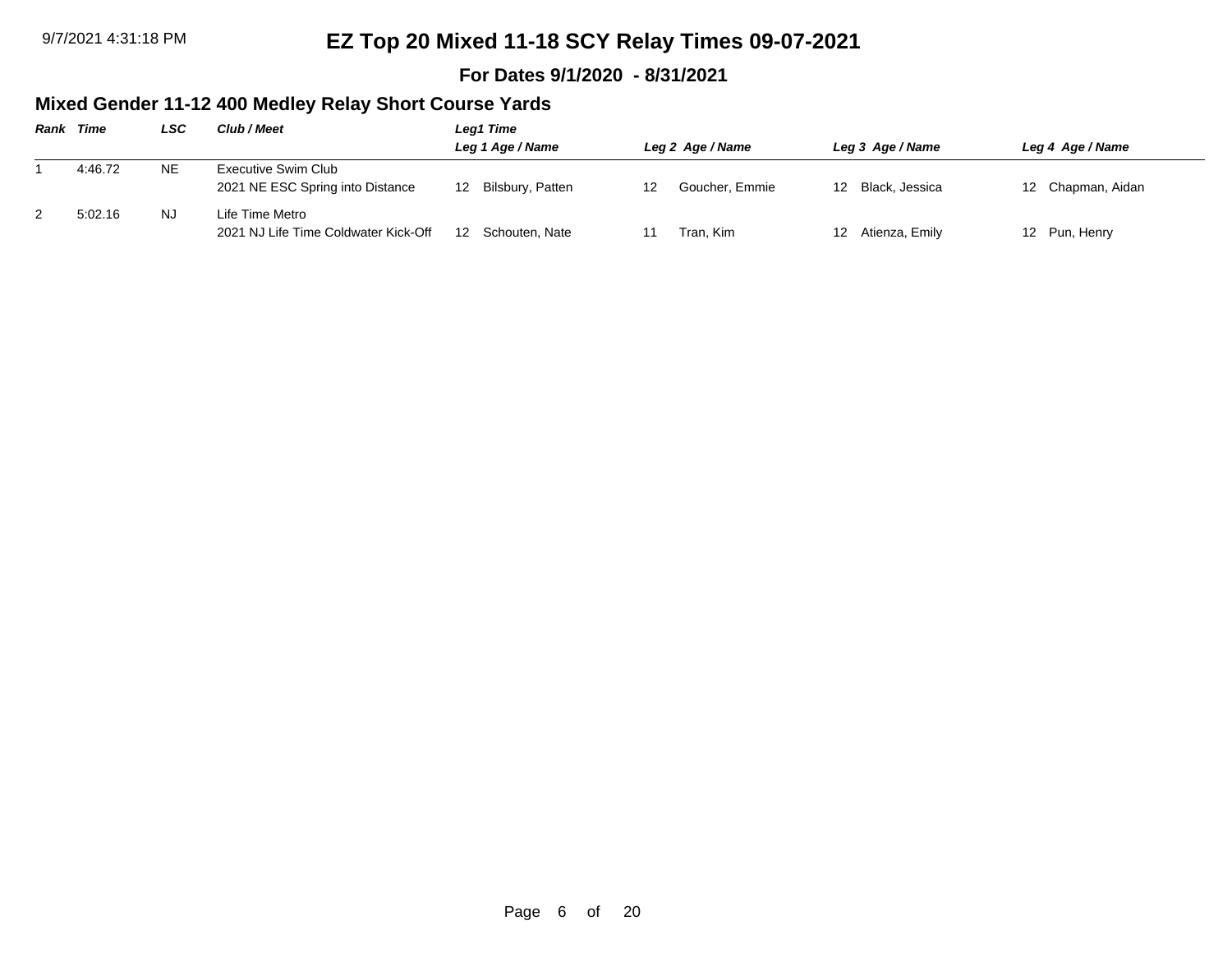# EZ Top 20 Mixed 11-18 SCY Relay Times 09-07-2021

**For Dates 9/1/2020 - 8/31/2021**

## Mixed Gender 11-12 400 Medley Relay Short Course Yards

| Rank | Time | LSC | Club / Meet | Leg1 Time<br>Leg 1 Age / Name | Leg 2 Age / Name | Leg 3 Age / Name | Leg 4 Age / Name |
|---|---|---|---|---|---|---|---|
| 1 | 4:46.72 | NE | Executive Swim Club<br>2021 NE ESC Spring into Distance | 12 Bilsbury, Patten | 12 Goucher, Emmie | 12 Black, Jessica | 12 Chapman, Aidan |
| 2 | 5:02.16 | NJ | Life Time Metro<br>2021 NJ Life Time Coldwater Kick-Off | 12 Schouten, Nate | 11 Tran, Kim | 12 Atienza, Emily | 12 Pun, Henry |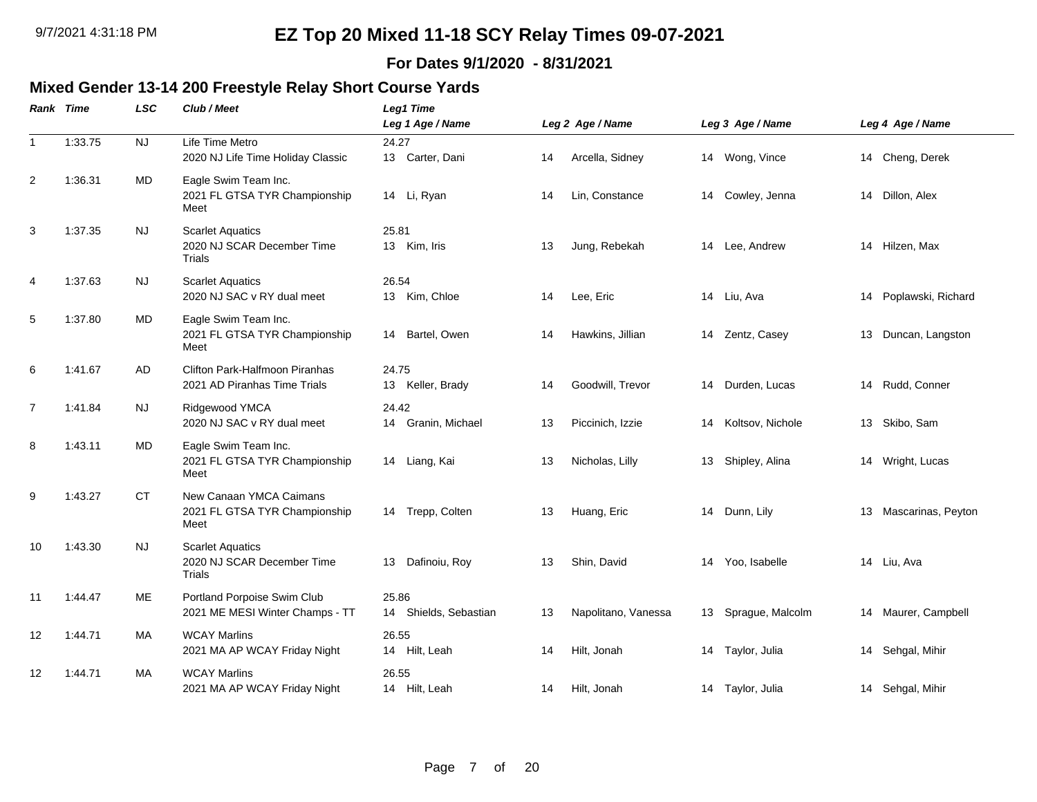# EZ Top 20 Mixed 11-18 SCY Relay Times 09-07-2021

**For Dates 9/1/2020 - 8/31/2021**

## Mixed Gender 13-14 200 Freestyle Relay Short Course Yards

| Rank | Time | LSC | Club / Meet | Leg1 Time / Leg 1 Age / Name | Leg 2 Age / Name | Leg 3 Age / Name | Leg 4 Age / Name |
|---|---|---|---|---|---|---|---|
| 1 | 1:33.75 | NJ | Life Time Metro<br>2020 NJ Life Time Holiday Classic | 24.27<br>13 Carter, Dani | 14 Arcella, Sidney | 14 Wong, Vince | 14 Cheng, Derek |
| 2 | 1:36.31 | MD | Eagle Swim Team Inc.<br>2021 FL GTSA TYR Championship Meet | 14 Li, Ryan | 14 Lin, Constance | 14 Cowley, Jenna | 14 Dillon, Alex |
| 3 | 1:37.35 | NJ | Scarlet Aquatics<br>2020 NJ SCAR December Time Trials | 25.81<br>13 Kim, Iris | 13 Jung, Rebekah | 14 Lee, Andrew | 14 Hilzen, Max |
| 4 | 1:37.63 | NJ | Scarlet Aquatics<br>2020 NJ SAC v RY dual meet | 26.54<br>13 Kim, Chloe | 14 Lee, Eric | 14 Liu, Ava | 14 Poplawski, Richard |
| 5 | 1:37.80 | MD | Eagle Swim Team Inc.<br>2021 FL GTSA TYR Championship Meet | 14 Bartel, Owen | 14 Hawkins, Jillian | 14 Zentz, Casey | 13 Duncan, Langston |
| 6 | 1:41.67 | AD | Clifton Park-Halfmoon Piranhas<br>2021 AD Piranhas Time Trials | 24.75<br>13 Keller, Brady | 14 Goodwill, Trevor | 14 Durden, Lucas | 14 Rudd, Conner |
| 7 | 1:41.84 | NJ | Ridgewood YMCA<br>2020 NJ SAC v RY dual meet | 24.42<br>14 Granin, Michael | 13 Piccinich, Izzie | 14 Koltsov, Nichole | 13 Skibo, Sam |
| 8 | 1:43.11 | MD | Eagle Swim Team Inc.<br>2021 FL GTSA TYR Championship Meet | 14 Liang, Kai | 13 Nicholas, Lilly | 13 Shipley, Alina | 14 Wright, Lucas |
| 9 | 1:43.27 | CT | New Canaan YMCA Caimans<br>2021 FL GTSA TYR Championship Meet | 14 Trepp, Colten | 13 Huang, Eric | 14 Dunn, Lily | 13 Mascarinas, Peyton |
| 10 | 1:43.30 | NJ | Scarlet Aquatics<br>2020 NJ SCAR December Time Trials | 13 Dafinoiu, Roy | 13 Shin, David | 14 Yoo, Isabelle | 14 Liu, Ava |
| 11 | 1:44.47 | ME | Portland Porpoise Swim Club<br>2021 ME MESI Winter Champs - TT | 25.86<br>14 Shields, Sebastian | 13 Napolitano, Vanessa | 13 Sprague, Malcolm | 14 Maurer, Campbell |
| 12 | 1:44.71 | MA | WCAY Marlins<br>2021 MA AP WCAY Friday Night | 26.55<br>14 Hilt, Leah | 14 Hilt, Jonah | 14 Taylor, Julia | 14 Sehgal, Mihir |
| 12 | 1:44.71 | MA | WCAY Marlins<br>2021 MA AP WCAY Friday Night | 26.55<br>14 Hilt, Leah | 14 Hilt, Jonah | 14 Taylor, Julia | 14 Sehgal, Mihir |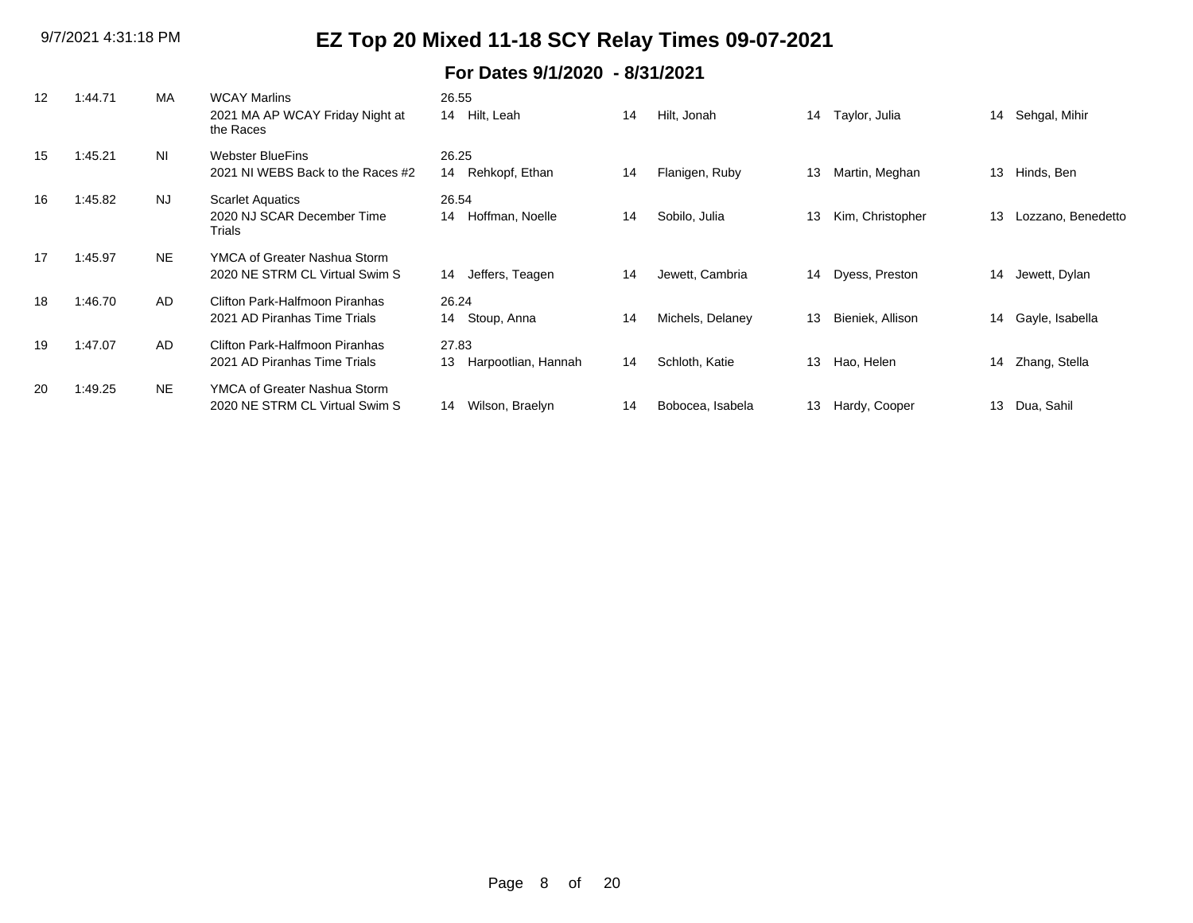# EZ Top 20 Mixed 11-18 SCY Relay Times 09-07-2021

## For Dates 9/1/2020 - 8/31/2021

| Rank | Time | LSC | Team / Meet | Split | Age | Swimmer 1 | Age | Swimmer 2 | Age | Swimmer 3 | Age | Swimmer 4 |
|---|---|---|---|---|---|---|---|---|---|---|---|---|
| 12 | 1:44.71 | MA | WCAY Marlins<br>2021 MA AP WCAY Friday Night at the Races | 26.55 | 14 | Hilt, Leah | 14 | Hilt, Jonah | 14 | Taylor, Julia | 14 | Sehgal, Mihir |
| 15 | 1:45.21 | NI | Webster BlueFins<br>2021 NI WEBS Back to the Races #2 | 26.25 | 14 | Rehkopf, Ethan | 14 | Flanigen, Ruby | 13 | Martin, Meghan | 13 | Hinds, Ben |
| 16 | 1:45.82 | NJ | Scarlet Aquatics<br>2020 NJ SCAR December Time Trials | 26.54 | 14 | Hoffman, Noelle | 14 | Sobilo, Julia | 13 | Kim, Christopher | 13 | Lozzano, Benedetto |
| 17 | 1:45.97 | NE | YMCA of Greater Nashua Storm<br>2020 NE STRM CL Virtual Swim S | | 14 | Jeffers, Teagen | 14 | Jewett, Cambria | 14 | Dyess, Preston | 14 | Jewett, Dylan |
| 18 | 1:46.70 | AD | Clifton Park-Halfmoon Piranhas<br>2021 AD Piranhas Time Trials | 26.24 | 14 | Stoup, Anna | 14 | Michels, Delaney | 13 | Bieniek, Allison | 14 | Gayle, Isabella |
| 19 | 1:47.07 | AD | Clifton Park-Halfmoon Piranhas<br>2021 AD Piranhas Time Trials | 27.83 | 13 | Harpootlian, Hannah | 14 | Schloth, Katie | 13 | Hao, Helen | 14 | Zhang, Stella |
| 20 | 1:49.25 | NE | YMCA of Greater Nashua Storm<br>2020 NE STRM CL Virtual Swim S | | 14 | Wilson, Braelyn | 14 | Bobocea, Isabela | 13 | Hardy, Cooper | 13 | Dua, Sahil |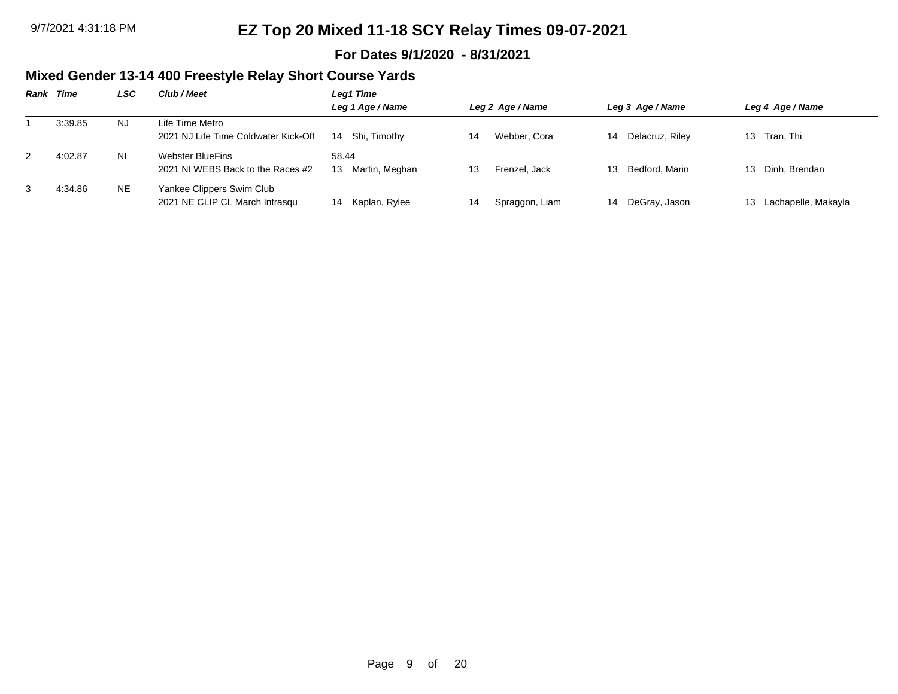# EZ Top 20 Mixed 11-18 SCY Relay Times 09-07-2021

**For Dates 9/1/2020 - 8/31/2021**

## Mixed Gender 13-14 400 Freestyle Relay Short Course Yards

| Rank | Time | LSC | Club / Meet | Leg1 Time / Leg 1 Age / Name | Leg 2 Age / Name | Leg 3 Age / Name | Leg 4 Age / Name |
|---|---|---|---|---|---|---|---|
| 1 | 3:39.85 | NJ | Life Time Metro<br>2021 NJ Life Time Coldwater Kick-Off | 14 Shi, Timothy | 14 Webber, Cora | 14 Delacruz, Riley | 13 Tran, Thi |
| 2 | 4:02.87 | NI | Webster BlueFins<br>2021 NI WEBS Back to the Races #2 | 58.44<br>13 Martin, Meghan | 13 Frenzel, Jack | 13 Bedford, Marin | 13 Dinh, Brendan |
| 3 | 4:34.86 | NE | Yankee Clippers Swim Club<br>2021 NE CLIP CL March Intrasqu | 14 Kaplan, Rylee | 14 Spraggon, Liam | 14 DeGray, Jason | 13 Lachapelle, Makayla |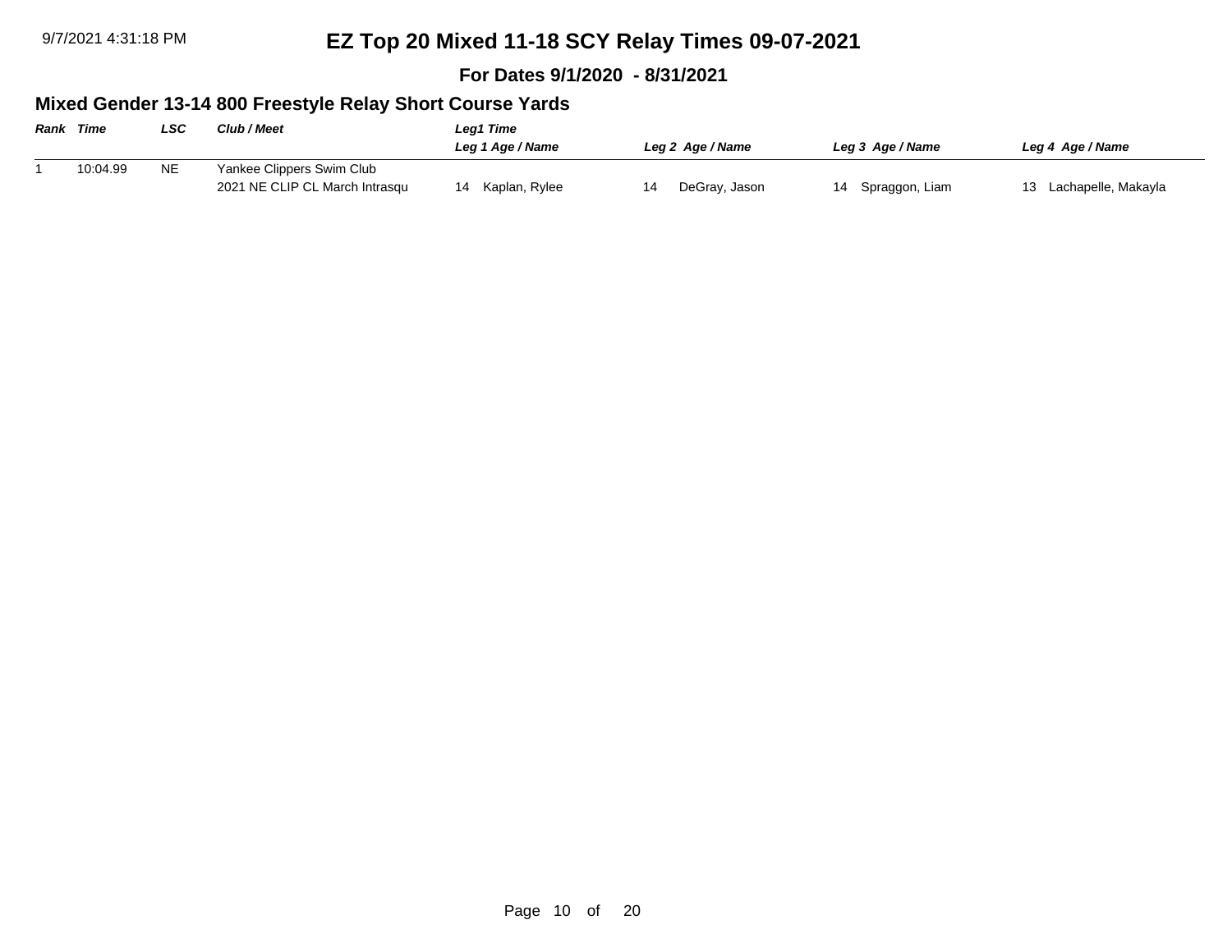# EZ Top 20 Mixed 11-18 SCY Relay Times 09-07-2021

**For Dates 9/1/2020 - 8/31/2021**

## Mixed Gender 13-14 800 Freestyle Relay Short Course Yards

| Rank | Time | LSC | Club / Meet | Leg1 Time / Leg 1 Age / Name | Leg 2 Age / Name | Leg 3 Age / Name | Leg 4 Age / Name |
|---|---|---|---|---|---|---|---|
| 1 | 10:04.99 | NE | Yankee Clippers Swim Club / 2021 NE CLIP CL March Intrasqu | 14 Kaplan, Rylee | 14 DeGray, Jason | 14 Spraggon, Liam | 13 Lachapelle, Makayla |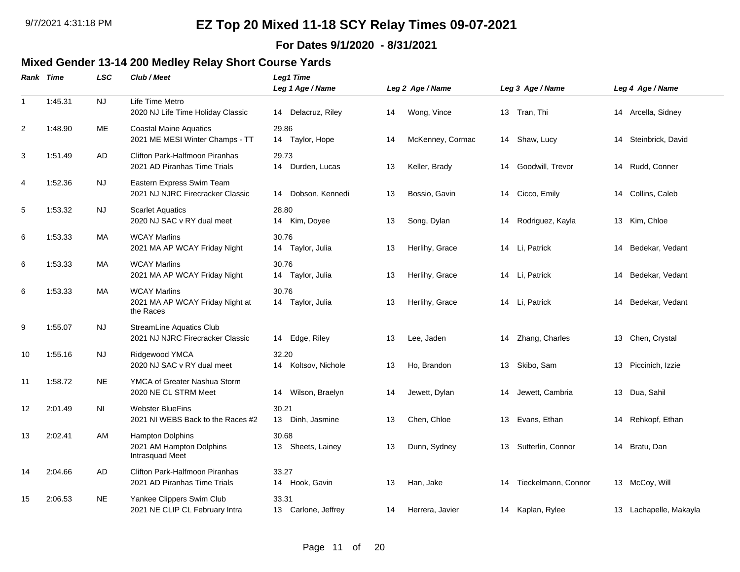# EZ Top 20 Mixed 11-18 SCY Relay Times 09-07-2021

**For Dates 9/1/2020 - 8/31/2021**

## Mixed Gender 13-14 200 Medley Relay Short Course Yards

| Rank | Time | LSC | Club / Meet | Leg1 Time / Leg 1 Age / Name | Leg 2 Age / Name | Leg 3 Age / Name | Leg 4 Age / Name |
|---|---|---|---|---|---|---|---|
| 1 | 1:45.31 | NJ | Life Time Metro<br>2020 NJ Life Time Holiday Classic | 14 Delacruz, Riley | 14 Wong, Vince | 13 Tran, Thi | 14 Arcella, Sidney |
| 2 | 1:48.90 | ME | Coastal Maine Aquatics<br>2021 ME MESI Winter Champs - TT | 29.86<br>14 Taylor, Hope | 14 McKenney, Cormac | 14 Shaw, Lucy | 14 Steinbrick, David |
| 3 | 1:51.49 | AD | Clifton Park-Halfmoon Piranhas<br>2021 AD Piranhas Time Trials | 29.73<br>14 Durden, Lucas | 13 Keller, Brady | 14 Goodwill, Trevor | 14 Rudd, Conner |
| 4 | 1:52.36 | NJ | Eastern Express Swim Team<br>2021 NJ NJRC Firecracker Classic | 14 Dobson, Kennedi | 13 Bossio, Gavin | 14 Cicco, Emily | 14 Collins, Caleb |
| 5 | 1:53.32 | NJ | Scarlet Aquatics<br>2020 NJ SAC v RY dual meet | 28.80<br>14 Kim, Doyee | 13 Song, Dylan | 14 Rodriguez, Kayla | 13 Kim, Chloe |
| 6 | 1:53.33 | MA | WCAY Marlins<br>2021 MA AP WCAY Friday Night | 30.76<br>14 Taylor, Julia | 13 Herlihy, Grace | 14 Li, Patrick | 14 Bedekar, Vedant |
| 6 | 1:53.33 | MA | WCAY Marlins<br>2021 MA AP WCAY Friday Night | 30.76<br>14 Taylor, Julia | 13 Herlihy, Grace | 14 Li, Patrick | 14 Bedekar, Vedant |
| 6 | 1:53.33 | MA | WCAY Marlins<br>2021 MA AP WCAY Friday Night at the Races | 30.76<br>14 Taylor, Julia | 13 Herlihy, Grace | 14 Li, Patrick | 14 Bedekar, Vedant |
| 9 | 1:55.07 | NJ | StreamLine Aquatics Club<br>2021 NJ NJRC Firecracker Classic | 14 Edge, Riley | 13 Lee, Jaden | 14 Zhang, Charles | 13 Chen, Crystal |
| 10 | 1:55.16 | NJ | Ridgewood YMCA<br>2020 NJ SAC v RY dual meet | 32.20<br>14 Koltsov, Nichole | 13 Ho, Brandon | 13 Skibo, Sam | 13 Piccinich, Izzie |
| 11 | 1:58.72 | NE | YMCA of Greater Nashua Storm<br>2020 NE CL STRM Meet | 14 Wilson, Braelyn | 14 Jewett, Dylan | 14 Jewett, Cambria | 13 Dua, Sahil |
| 12 | 2:01.49 | NI | Webster BlueFins<br>2021 NI WEBS Back to the Races #2 | 30.21<br>13 Dinh, Jasmine | 13 Chen, Chloe | 13 Evans, Ethan | 14 Rehkopf, Ethan |
| 13 | 2:02.41 | AM | Hampton Dolphins<br>2021 AM Hampton Dolphins Intrasquad Meet | 30.68<br>13 Sheets, Lainey | 13 Dunn, Sydney | 13 Sutterlin, Connor | 14 Bratu, Dan |
| 14 | 2:04.66 | AD | Clifton Park-Halfmoon Piranhas<br>2021 AD Piranhas Time Trials | 33.27<br>14 Hook, Gavin | 13 Han, Jake | 14 Tieckelmann, Connor | 13 McCoy, Will |
| 15 | 2:06.53 | NE | Yankee Clippers Swim Club<br>2021 NE CLIP CL February Intra | 33.31<br>13 Carlone, Jeffrey | 14 Herrera, Javier | 14 Kaplan, Rylee | 13 Lachapelle, Makayla |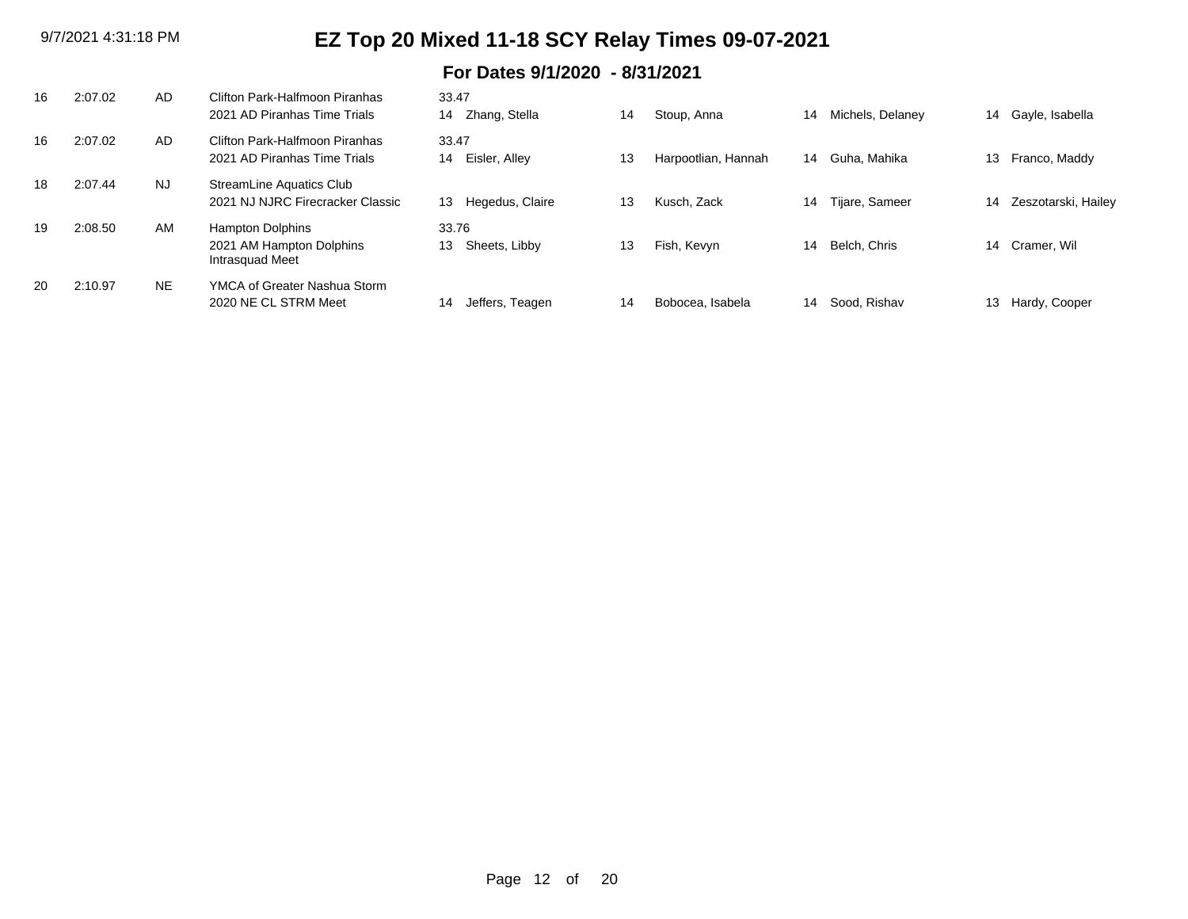# EZ Top 20 Mixed 11-18 SCY Relay Times 09-07-2021

## For Dates 9/1/2020 - 8/31/2021

| Rank | Time | LSC | Team / Meet | Swimmer 1 | Swimmer 2 | Swimmer 3 | Swimmer 4 |
|---|---|---|---|---|---|---|---|
| 16 | 2:07.02 | AD | Clifton Park-Halfmoon Piranhas<br>2021 AD Piranhas Time Trials | 33.47<br>14 Zhang, Stella | 14 Stoup, Anna | 14 Michels, Delaney | 14 Gayle, Isabella |
| 16 | 2:07.02 | AD | Clifton Park-Halfmoon Piranhas<br>2021 AD Piranhas Time Trials | 33.47<br>14 Eisler, Alley | 13 Harpootlian, Hannah | 14 Guha, Mahika | 13 Franco, Maddy |
| 18 | 2:07.44 | NJ | StreamLine Aquatics Club<br>2021 NJ NJRC Firecracker Classic | 13 Hegedus, Claire | 13 Kusch, Zack | 14 Tijare, Sameer | 14 Zeszotarski, Hailey |
| 19 | 2:08.50 | AM | Hampton Dolphins<br>2021 AM Hampton Dolphins Intrasquad Meet | 33.76<br>13 Sheets, Libby | 13 Fish, Kevyn | 14 Belch, Chris | 14 Cramer, Wil |
| 20 | 2:10.97 | NE | YMCA of Greater Nashua Storm<br>2020 NE CL STRM Meet | 14 Jeffers, Teagen | 14 Bobocea, Isabela | 14 Sood, Rishav | 13 Hardy, Cooper |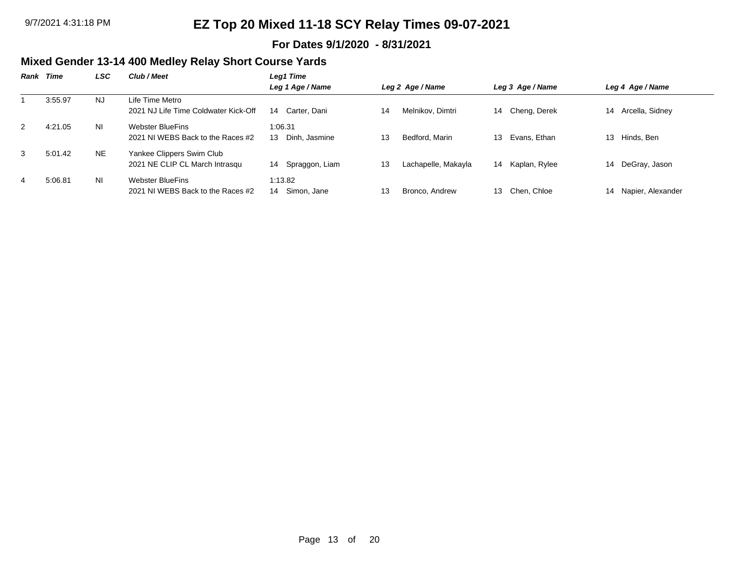9/7/2021 4:31:18 PM

# EZ Top 20 Mixed 11-18 SCY Relay Times 09-07-2021

**For Dates 9/1/2020 - 8/31/2021**

## Mixed Gender 13-14 400 Medley Relay Short Course Yards

| *Rank* | *Time* | *LSC* | *Club / Meet* | *Leg1 Time* <br> *Leg 1 Age / Name* | *Leg 2 Age / Name* | *Leg 3 Age / Name* | *Leg 4 Age / Name* |
|---|---|---|---|---|---|---|---|
| 1 | 3:55.97 | NJ | Life Time Metro <br> 2021 NJ Life Time Coldwater Kick-Off | 14 Carter, Dani | 14 Melnikov, Dimtri | 14 Cheng, Derek | 14 Arcella, Sidney |
| 2 | 4:21.05 | NI | Webster BlueFins <br> 2021 NI WEBS Back to the Races #2 | 1:06.31 <br> 13 Dinh, Jasmine | 13 Bedford, Marin | 13 Evans, Ethan | 13 Hinds, Ben |
| 3 | 5:01.42 | NE | Yankee Clippers Swim Club <br> 2021 NE CLIP CL March Intrasqu | 14 Spraggon, Liam | 13 Lachapelle, Makayla | 14 Kaplan, Rylee | 14 DeGray, Jason |
| 4 | 5:06.81 | NI | Webster BlueFins <br> 2021 NI WEBS Back to the Races #2 | 1:13.82 <br> 14 Simon, Jane | 13 Bronco, Andrew | 13 Chen, Chloe | 14 Napier, Alexander |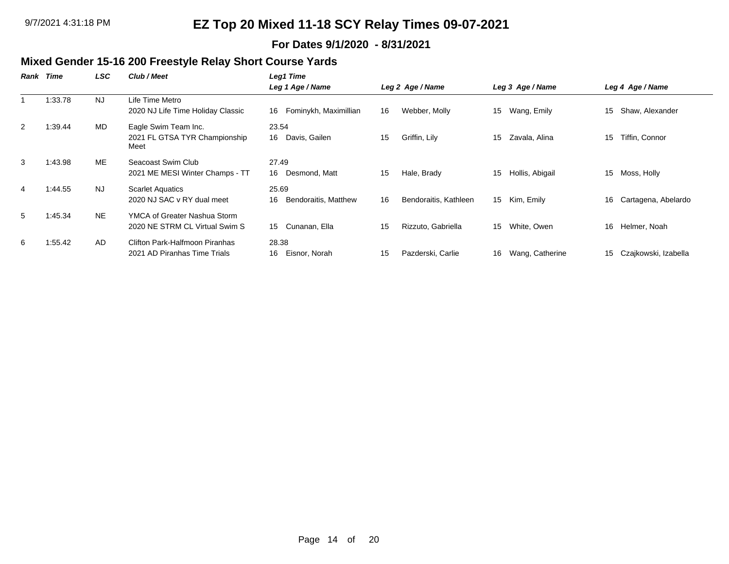# EZ Top 20 Mixed 11-18 SCY Relay Times 09-07-2021

**For Dates 9/1/2020 - 8/31/2021**

## Mixed Gender 15-16 200 Freestyle Relay Short Course Yards

| Rank | Time | LSC | Club / Meet | Leg1 Time / Leg 1 Age / Name | Leg 2 Age / Name | Leg 3 Age / Name | Leg 4 Age / Name |
|---|---|---|---|---|---|---|---|
| 1 | 1:33.78 | NJ | Life Time Metro<br>2020 NJ Life Time Holiday Classic | 16 Fominykh, Maximillian | 16 Webber, Molly | 15 Wang, Emily | 15 Shaw, Alexander |
| 2 | 1:39.44 | MD | Eagle Swim Team Inc.<br>2021 FL GTSA TYR Championship Meet | 23.54<br>16 Davis, Gailen | 15 Griffin, Lily | 15 Zavala, Alina | 15 Tiffin, Connor |
| 3 | 1:43.98 | ME | Seacoast Swim Club<br>2021 ME MESI Winter Champs - TT | 27.49<br>16 Desmond, Matt | 15 Hale, Brady | 15 Hollis, Abigail | 15 Moss, Holly |
| 4 | 1:44.55 | NJ | Scarlet Aquatics<br>2020 NJ SAC v RY dual meet | 25.69<br>16 Bendoraitis, Matthew | 16 Bendoraitis, Kathleen | 15 Kim, Emily | 16 Cartagena, Abelardo |
| 5 | 1:45.34 | NE | YMCA of Greater Nashua Storm<br>2020 NE STRM CL Virtual Swim S | 15 Cunanan, Ella | 15 Rizzuto, Gabriella | 15 White, Owen | 16 Helmer, Noah |
| 6 | 1:55.42 | AD | Clifton Park-Halfmoon Piranhas<br>2021 AD Piranhas Time Trials | 28.38<br>16 Eisnor, Norah | 15 Pazderski, Carlie | 16 Wang, Catherine | 15 Czajkowski, Izabella |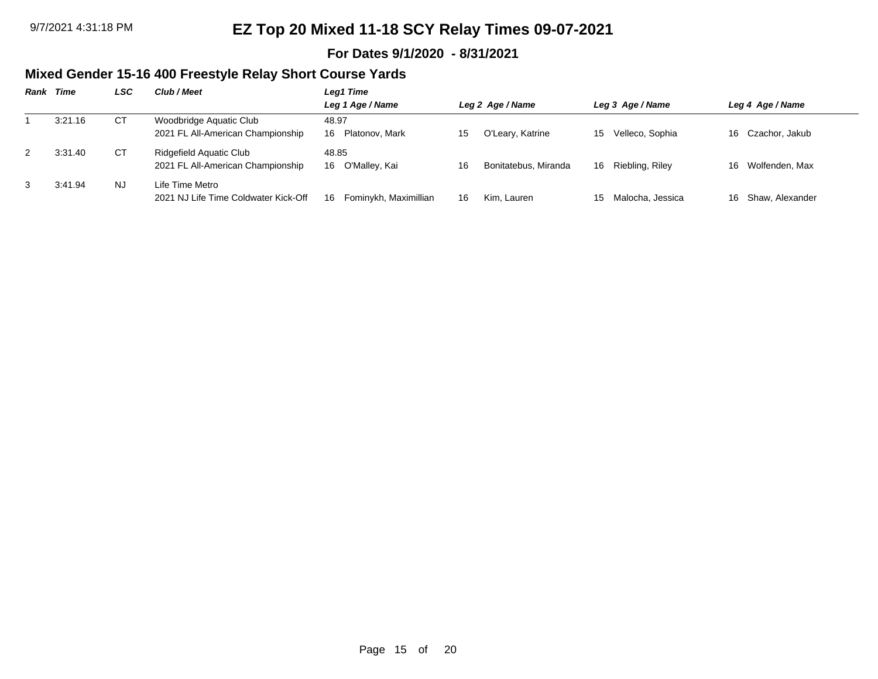# EZ Top 20 Mixed 11-18 SCY Relay Times 09-07-2021

**For Dates 9/1/2020 - 8/31/2021**

## Mixed Gender 15-16 400 Freestyle Relay Short Course Yards

| Rank | Time | LSC | Club / Meet | Leg1 Time / Leg 1 Age / Name | Leg 2 Age / Name | Leg 3 Age / Name | Leg 4 Age / Name |
|---|---|---|---|---|---|---|---|
| 1 | 3:21.16 | CT | Woodbridge Aquatic Club<br>2021 FL All-American Championship | 48.97<br>16 Platonov, Mark | 15 O'Leary, Katrine | 15 Velleco, Sophia | 16 Czachor, Jakub |
| 2 | 3:31.40 | CT | Ridgefield Aquatic Club<br>2021 FL All-American Championship | 48.85<br>16 O'Malley, Kai | 16 Bonitatebus, Miranda | 16 Riebling, Riley | 16 Wolfenden, Max |
| 3 | 3:41.94 | NJ | Life Time Metro<br>2021 NJ Life Time Coldwater Kick-Off | 16 Fominykh, Maximillian | 16 Kim, Lauren | 15 Malocha, Jessica | 16 Shaw, Alexander |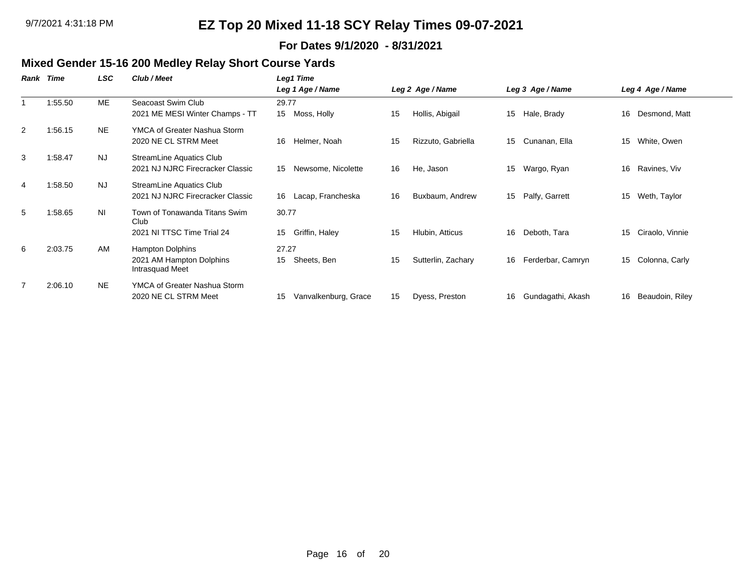# EZ Top 20 Mixed 11-18 SCY Relay Times 09-07-2021

**For Dates 9/1/2020 - 8/31/2021**

## Mixed Gender 15-16 200 Medley Relay Short Course Yards

| Rank | Time | LSC | Club / Meet | Leg1 Time / Leg 1 Age / Name | Leg 2 Age / Name | Leg 3 Age / Name | Leg 4 Age / Name |
|---|---|---|---|---|---|---|---|
| 1 | 1:55.50 | ME | Seacoast Swim Club<br>2021 ME MESI Winter Champs - TT | 29.77<br>15 Moss, Holly | 15 Hollis, Abigail | 15 Hale, Brady | 16 Desmond, Matt |
| 2 | 1:56.15 | NE | YMCA of Greater Nashua Storm<br>2020 NE CL STRM Meet | 16 Helmer, Noah | 15 Rizzuto, Gabriella | 15 Cunanan, Ella | 15 White, Owen |
| 3 | 1:58.47 | NJ | StreamLine Aquatics Club<br>2021 NJ NJRC Firecracker Classic | 15 Newsome, Nicolette | 16 He, Jason | 15 Wargo, Ryan | 16 Ravines, Viv |
| 4 | 1:58.50 | NJ | StreamLine Aquatics Club<br>2021 NJ NJRC Firecracker Classic | 16 Lacap, Francheska | 16 Buxbaum, Andrew | 15 Palfy, Garrett | 15 Weth, Taylor |
| 5 | 1:58.65 | NI | Town of Tonawanda Titans Swim Club<br>2021 NI TTSC Time Trial 24 | 30.77<br>15 Griffin, Haley | 15 Hlubin, Atticus | 16 Deboth, Tara | 15 Ciraolo, Vinnie |
| 6 | 2:03.75 | AM | Hampton Dolphins<br>2021 AM Hampton Dolphins Intrasquad Meet | 27.27<br>15 Sheets, Ben | 15 Sutterlin, Zachary | 16 Ferderbar, Camryn | 15 Colonna, Carly |
| 7 | 2:06.10 | NE | YMCA of Greater Nashua Storm<br>2020 NE CL STRM Meet | 15 Vanvalkenburg, Grace | 15 Dyess, Preston | 16 Gundagathi, Akash | 16 Beaudoin, Riley |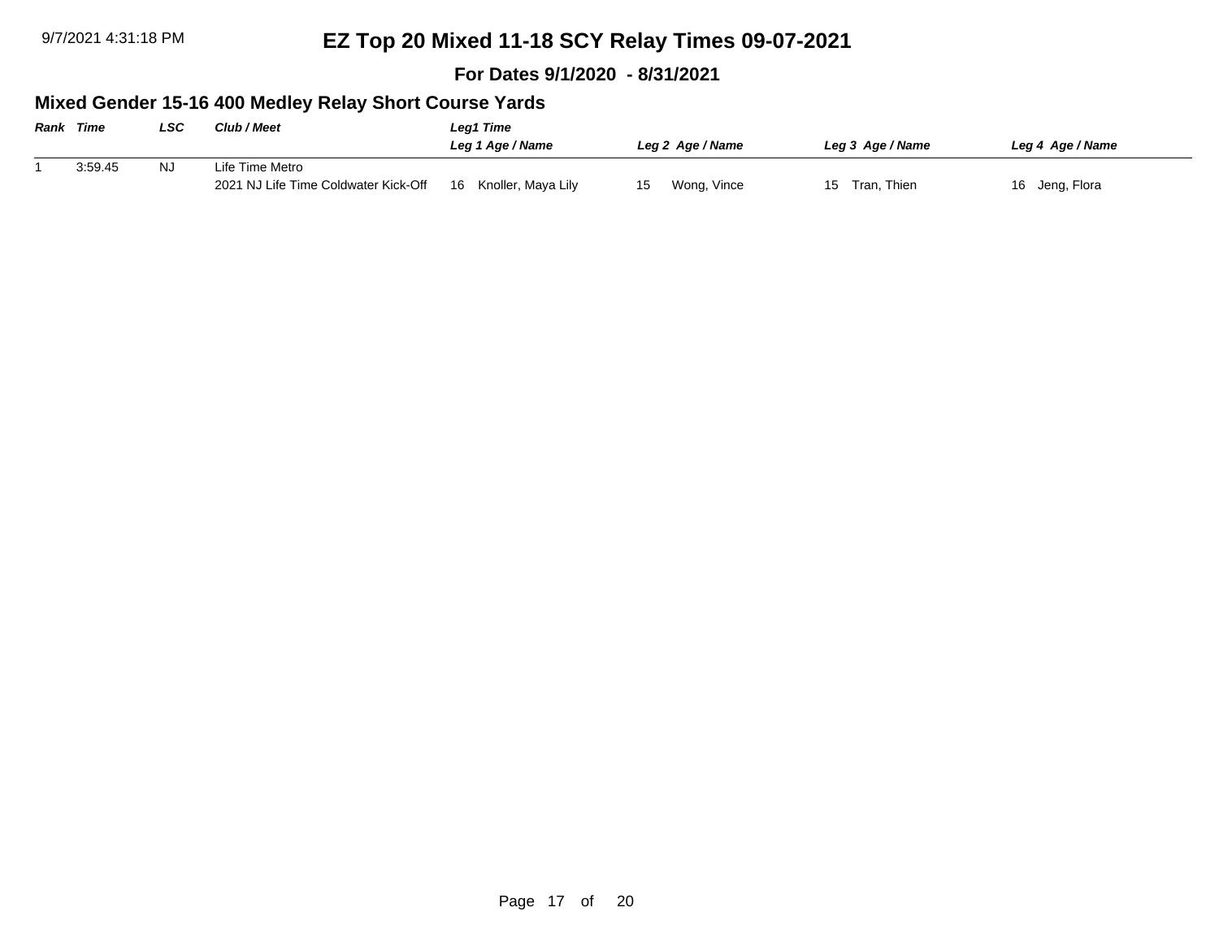# EZ Top 20 Mixed 11-18 SCY Relay Times 09-07-2021

**For Dates 9/1/2020 - 8/31/2021**

## Mixed Gender 15-16 400 Medley Relay Short Course Yards

| Rank | Time | LSC | Club / Meet | Leg1 Time<br>Leg 1 Age / Name | Leg 2 Age / Name | Leg 3 Age / Name | Leg 4 Age / Name |
|---|---|---|---|---|---|---|---|
| 1 | 3:59.45 | NJ | Life Time Metro<br>2021 NJ Life Time Coldwater Kick-Off | 16 Knoller, Maya Lily | 15 Wong, Vince | 15 Tran, Thien | 16 Jeng, Flora |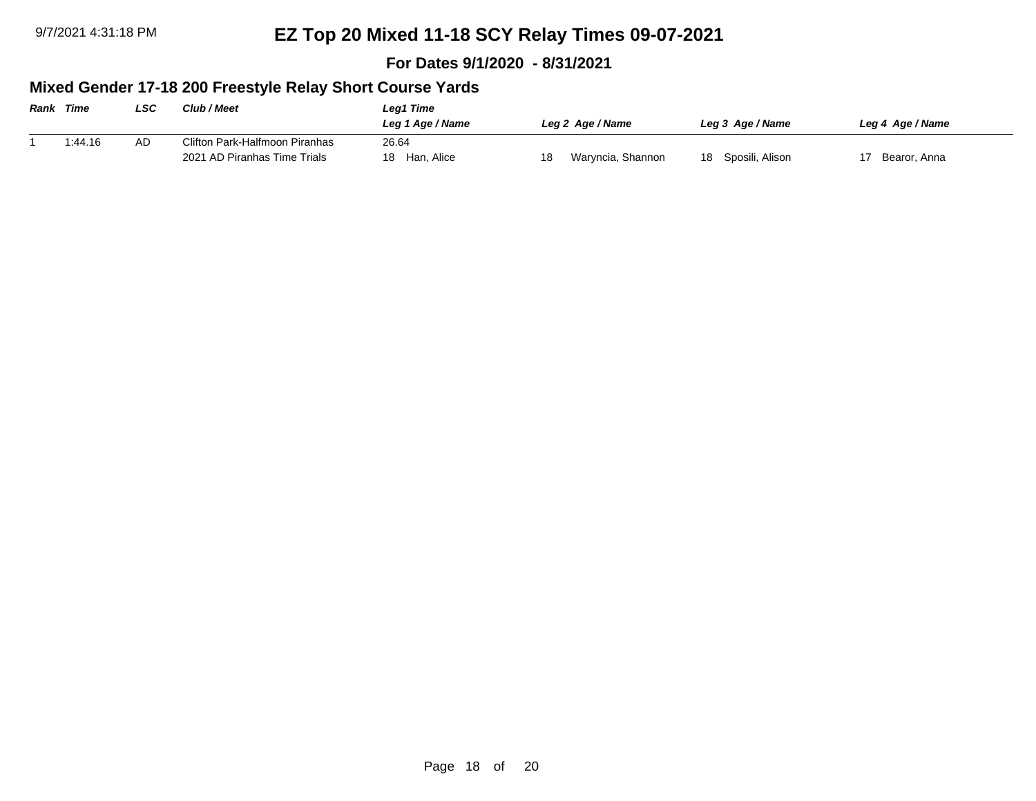# EZ Top 20 Mixed 11-18 SCY Relay Times 09-07-2021

**For Dates 9/1/2020 - 8/31/2021**

## Mixed Gender 17-18 200 Freestyle Relay Short Course Yards

| Rank | Time | LSC | Club / Meet | Leg1 Time / Leg 1 Age / Name | Leg 2 Age / Name | Leg 3 Age / Name | Leg 4 Age / Name |
|---|---|---|---|---|---|---|---|
| 1 | 1:44.16 | AD | Clifton Park-Halfmoon Piranhas | 26.64 | | | |
| | | | 2021 AD Piranhas Time Trials | 18 Han, Alice | 18 Waryncia, Shannon | 18 Sposili, Alison | 17 Bearor, Anna |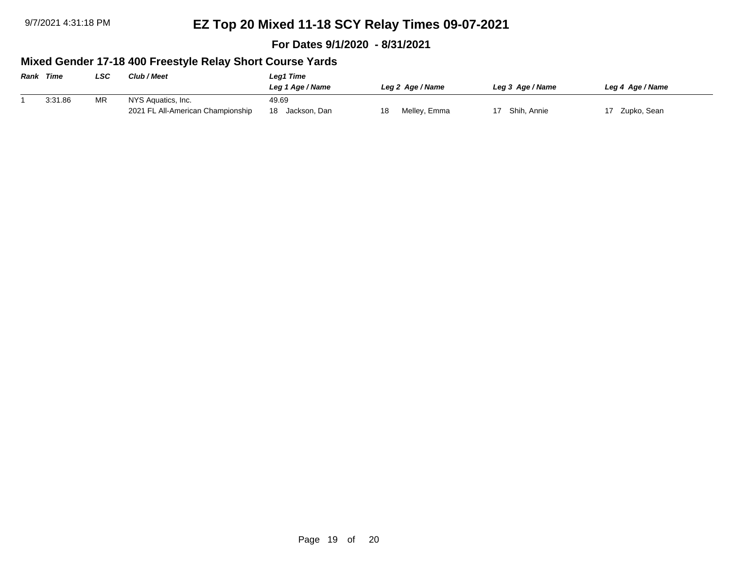9/7/2021 4:31:18 PM

# EZ Top 20 Mixed 11-18 SCY Relay Times 09-07-2021

**For Dates 9/1/2020 - 8/31/2021**

## Mixed Gender 17-18 400 Freestyle Relay Short Course Yards

| *Rank* | *Time* | *LSC* | *Club / Meet* | *Leg1 Time* / *Leg 1 Age / Name* | *Leg 2 Age / Name* | *Leg 3 Age / Name* | *Leg 4 Age / Name* |
|---|---|---|---|---|---|---|---|
| 1 | 3:31.86 | MR | NYS Aquatics, Inc. | 49.69 | | | |
| | | | 2021 FL All-American Championship | 18 Jackson, Dan | 18 Melley, Emma | 17 Shih, Annie | 17 Zupko, Sean |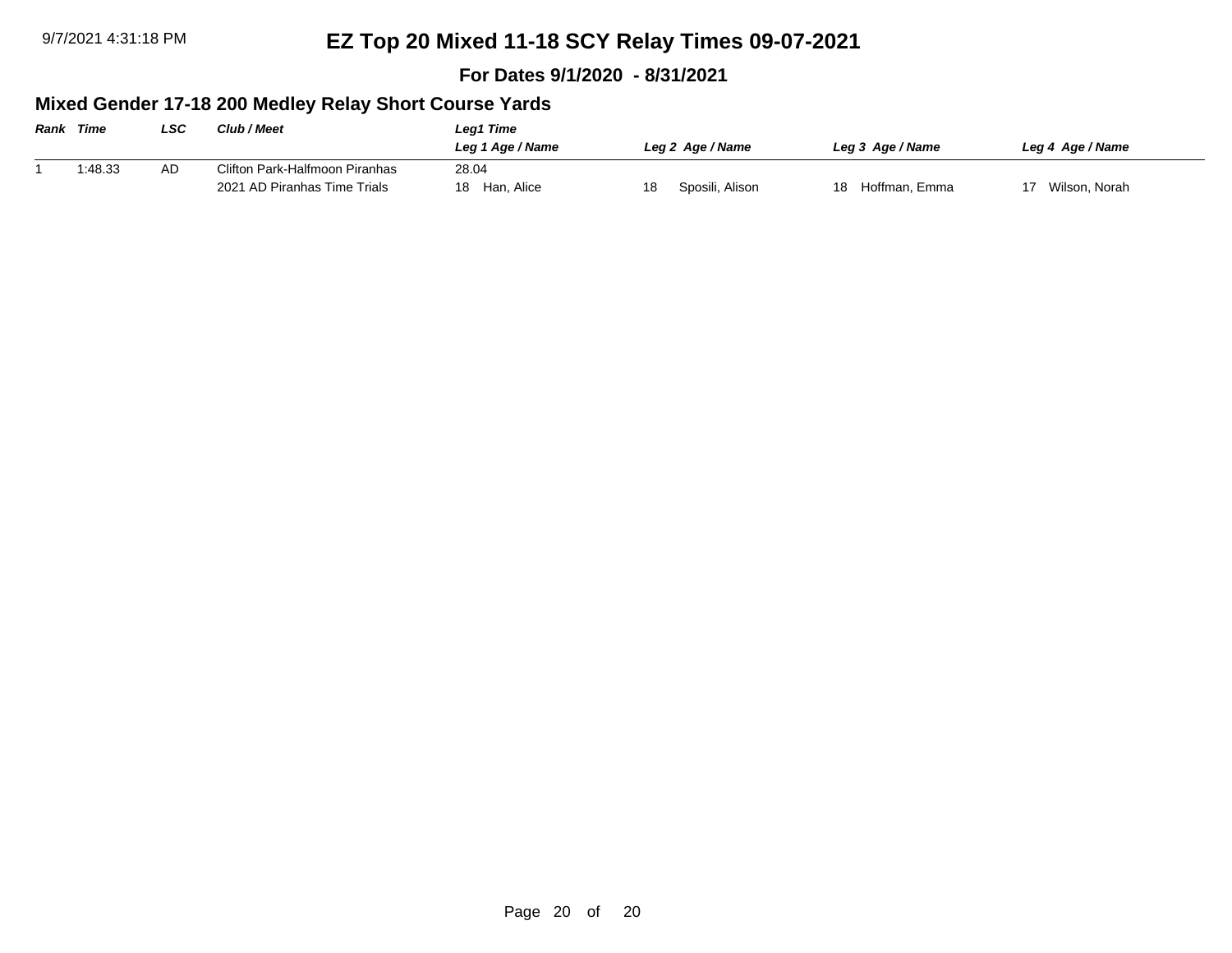# EZ Top 20 Mixed 11-18 SCY Relay Times 09-07-2021

**For Dates 9/1/2020 - 8/31/2021**

## Mixed Gender 17-18 200 Medley Relay Short Course Yards

| *Rank* | *Time* | *LSC* | *Club / Meet* | *Leg1 Time* / *Leg 1 Age / Name* | *Leg 2 Age / Name* | *Leg 3 Age / Name* | *Leg 4 Age / Name* |
|---|---|---|---|---|---|---|---|
| 1 | 1:48.33 | AD | Clifton Park-Halfmoon Piranhas | 28.04 | | | |
| | | | 2021 AD Piranhas Time Trials | 18 Han, Alice | 18 Sposili, Alison | 18 Hoffman, Emma | 17 Wilson, Norah |